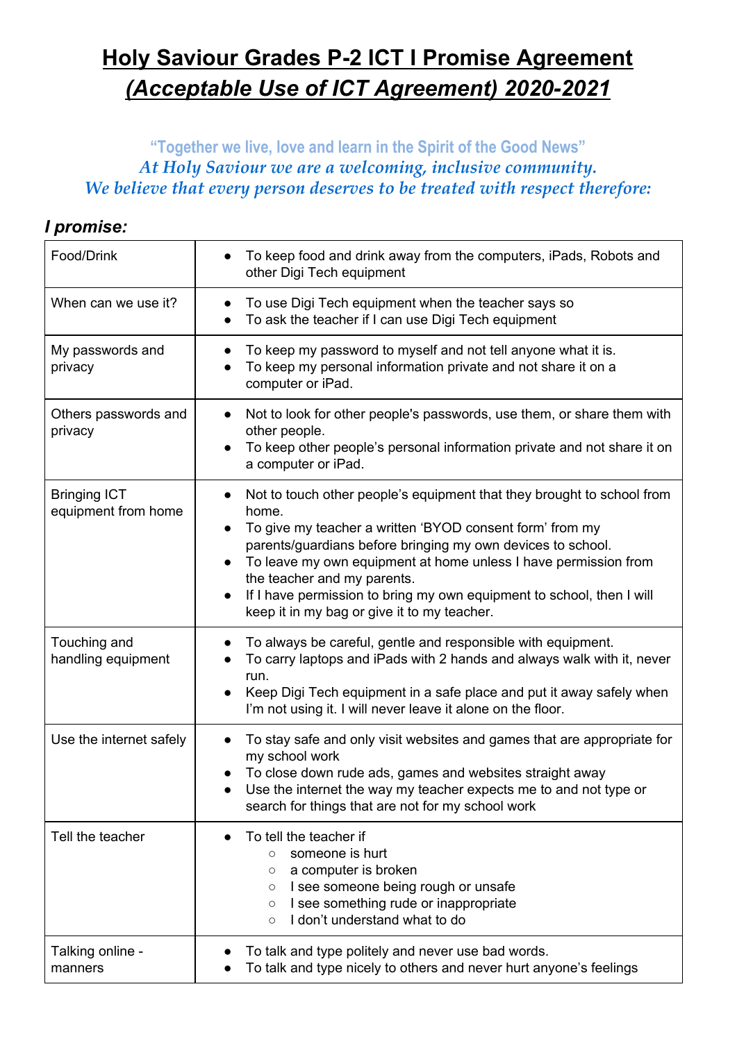# Holy Saviour Grades P-2 ICT I Promise Agreement *(Acceptable Use of ICT Agreement) 2020-2021*

**"Together we live, love and learn in the Spirit of the Good News"**
*At Holy Saviour we are a welcoming, inclusive community.*
*We believe that every person deserves to be treated with respect therefore:*

### *I promise:*

| | |
|---|---|
| Food/Drink | • To keep food and drink away from the computers, iPads, Robots and other Digi Tech equipment |
| When can we use it? | • To use Digi Tech equipment when the teacher says so<br>• To ask the teacher if I can use Digi Tech equipment |
| My passwords and privacy | • To keep my password to myself and not tell anyone what it is.<br>• To keep my personal information private and not share it on a computer or iPad. |
| Others passwords and privacy | • Not to look for other people's passwords, use them, or share them with other people.<br>• To keep other people's personal information private and not share it on a computer or iPad. |
| Bringing ICT equipment from home | • Not to touch other people's equipment that they brought to school from home.<br>• To give my teacher a written 'BYOD consent form' from my parents/guardians before bringing my own devices to school.<br>• To leave my own equipment at home unless I have permission from the teacher and my parents.<br>• If I have permission to bring my own equipment to school, then I will keep it in my bag or give it to my teacher. |
| Touching and handling equipment | • To always be careful, gentle and responsible with equipment.<br>• To carry laptops and iPads with 2 hands and always walk with it, never run.<br>• Keep Digi Tech equipment in a safe place and put it away safely when I'm not using it. I will never leave it alone on the floor. |
| Use the internet safely | • To stay safe and only visit websites and games that are appropriate for my school work<br>• To close down rude ads, games and websites straight away<br>• Use the internet the way my teacher expects me to and not type or search for things that are not for my school work |
| Tell the teacher | • To tell the teacher if<br>&nbsp;&nbsp;○ someone is hurt<br>&nbsp;&nbsp;○ a computer is broken<br>&nbsp;&nbsp;○ I see someone being rough or unsafe<br>&nbsp;&nbsp;○ I see something rude or inappropriate<br>&nbsp;&nbsp;○ I don't understand what to do |
| Talking online - manners | • To talk and type politely and never use bad words.<br>• To talk and type nicely to others and never hurt anyone's feelings |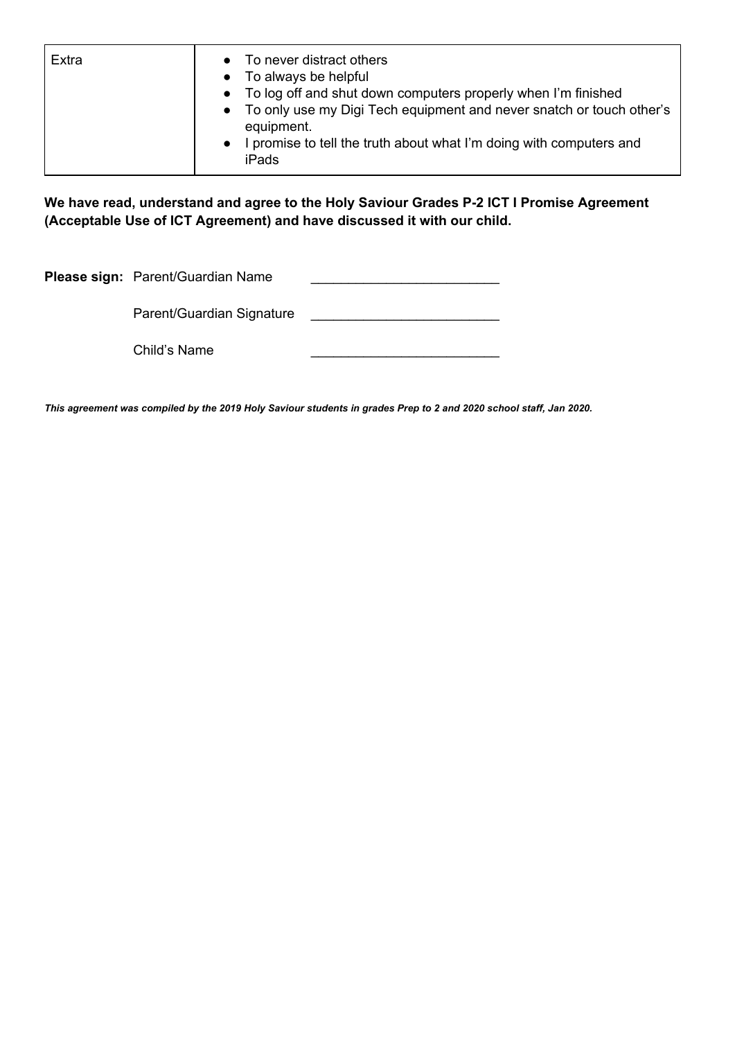| | |
|---|---|
| Extra | • To never distract others<br>• To always be helpful<br>• To log off and shut down computers properly when I'm finished<br>• To only use my Digi Tech equipment and never snatch or touch other's equipment.<br>• I promise to tell the truth about what I'm doing with computers and iPads |

**We have read, understand and agree to the Holy Saviour Grades P-2 ICT I Promise Agreement (Acceptable Use of ICT Agreement) and have discussed it with our child.**

**Please sign:** Parent/Guardian Name ________________________

Parent/Guardian Signature ________________________

Child's Name ________________________

***This agreement was compiled by the 2019 Holy Saviour students in grades Prep to 2 and 2020 school staff, Jan 2020.***